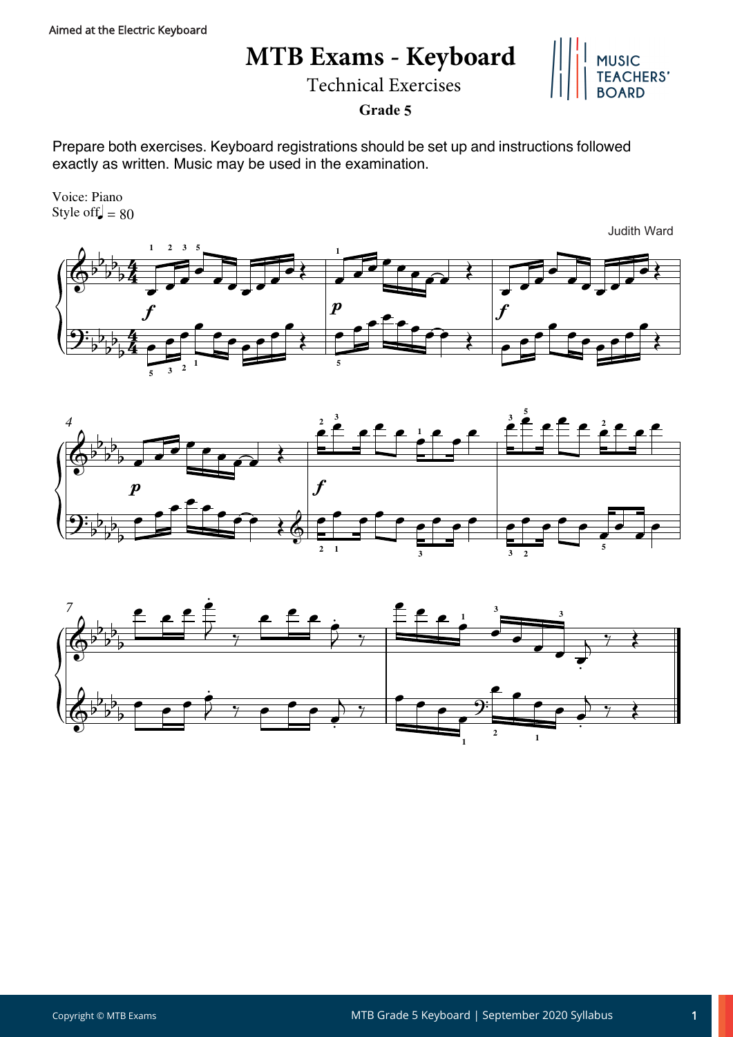Aimed at the Electric Keyboard

# MTB Exams - Keyboard

Technical Exercises

**Grade 5**

Prepare both exercises. Keyboard registrations should be set up and instructions followed exactly as written. Music may be used in the examination.

Voice: Piano
Style off ♩ = 80

Judith Ward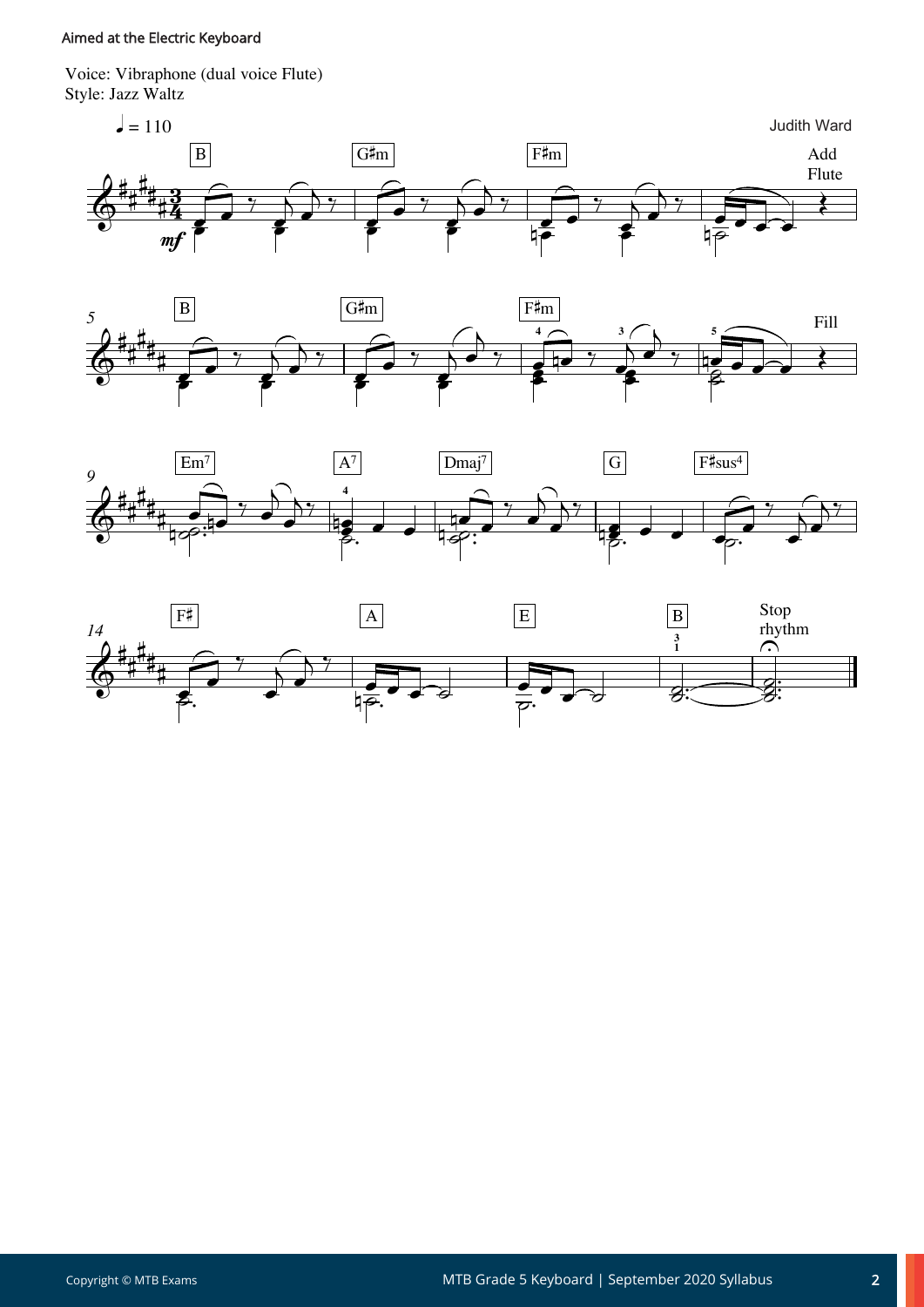Aimed at the Electric Keyboard

Voice: Vibraphone (dual voice Flute)
Style: Jazz Waltz

♩ = 110

Judith Ward